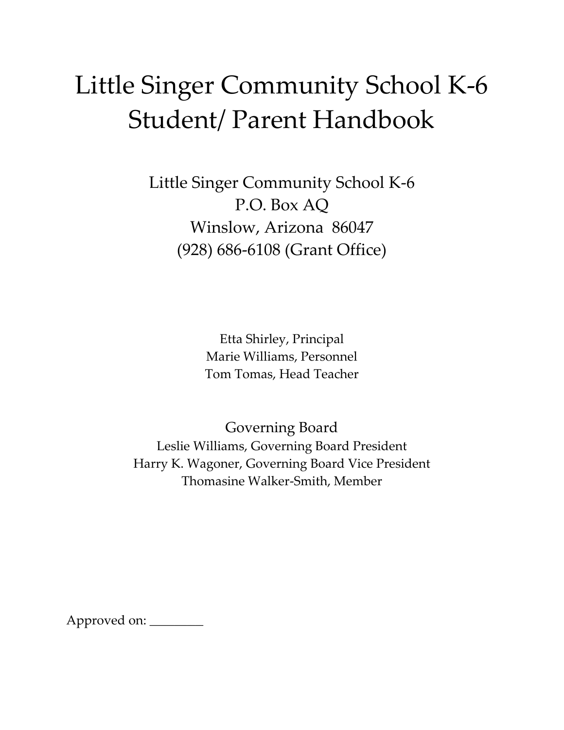# Little Singer Community School K-6 Student/ Parent Handbook

Little Singer Community School K-6
P.O. Box AQ
Winslow, Arizona 86047
(928) 686-6108 (Grant Office)

Etta Shirley, Principal
Marie Williams, Personnel
Tom Tomas, Head Teacher

## Governing Board

Leslie Williams, Governing Board President
Harry K. Wagoner, Governing Board Vice President
Thomasine Walker-Smith, Member

Approved on: ________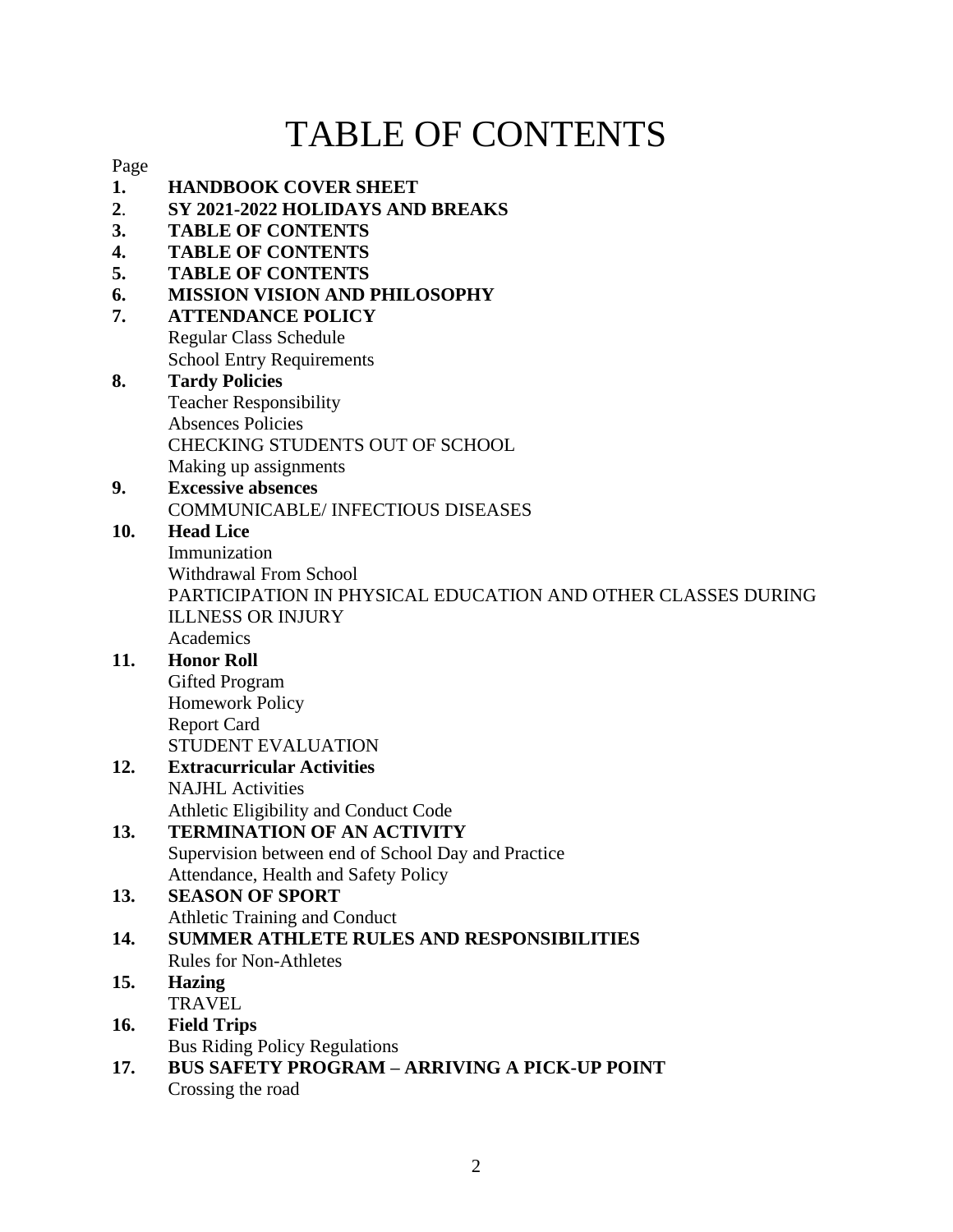# TABLE OF CONTENTS

Page

**1. HANDBOOK COVER SHEET**

**2. SY 2021-2022 HOLIDAYS AND BREAKS**

**3. TABLE OF CONTENTS**

**4. TABLE OF CONTENTS**

**5. TABLE OF CONTENTS**

**6. MISSION VISION AND PHILOSOPHY**

**7. ATTENDANCE POLICY**
- Regular Class Schedule
- School Entry Requirements

**8. Tardy Policies**
- Teacher Responsibility
- Absences Policies
- CHECKING STUDENTS OUT OF SCHOOL
- Making up assignments

**9. Excessive absences**
- COMMUNICABLE/ INFECTIOUS DISEASES

**10. Head Lice**
- Immunization
- Withdrawal From School
- PARTICIPATION IN PHYSICAL EDUCATION AND OTHER CLASSES DURING ILLNESS OR INJURY
- Academics

**11. Honor Roll**
- Gifted Program
- Homework Policy
- Report Card
- STUDENT EVALUATION

**12. Extracurricular Activities**
- NAJHL Activities
- Athletic Eligibility and Conduct Code

**13. TERMINATION OF AN ACTIVITY**
- Supervision between end of School Day and Practice
- Attendance, Health and Safety Policy

**13. SEASON OF SPORT**
- Athletic Training and Conduct

**14. SUMMER ATHLETE RULES AND RESPONSIBILITIES**
- Rules for Non-Athletes

**15. Hazing**
- TRAVEL

**16. Field Trips**
- Bus Riding Policy Regulations

**17. BUS SAFETY PROGRAM – ARRIVING A PICK-UP POINT**
- Crossing the road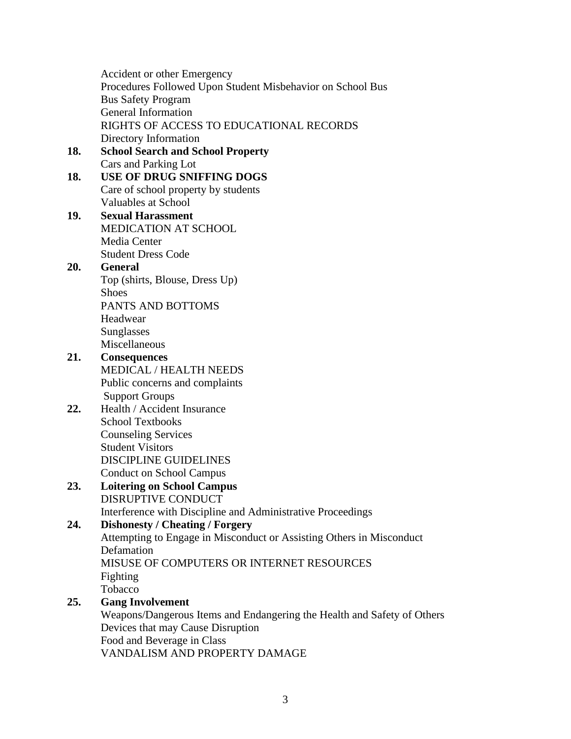Accident or other Emergency
Procedures Followed Upon Student Misbehavior on School Bus
Bus Safety Program
General Information
RIGHTS OF ACCESS TO EDUCATIONAL RECORDS
Directory Information

**18. School Search and School Property**
Cars and Parking Lot

**18. USE OF DRUG SNIFFING DOGS**
Care of school property by students
Valuables at School

**19. Sexual Harassment**
MEDICATION AT SCHOOL
Media Center
Student Dress Code

**20. General**
Top (shirts, Blouse, Dress Up)
Shoes
PANTS AND BOTTOMS
Headwear
Sunglasses
Miscellaneous

**21. Consequences**
MEDICAL / HEALTH NEEDS
Public concerns and complaints
Support Groups

**22.** Health / Accident Insurance
School Textbooks
Counseling Services
Student Visitors
DISCIPLINE GUIDELINES
Conduct on School Campus

**23. Loitering on School Campus**
DISRUPTIVE CONDUCT
Interference with Discipline and Administrative Proceedings

**24. Dishonesty / Cheating / Forgery**
Attempting to Engage in Misconduct or Assisting Others in Misconduct
Defamation
MISUSE OF COMPUTERS OR INTERNET RESOURCES
Fighting
Tobacco

**25. Gang Involvement**
Weapons/Dangerous Items and Endangering the Health and Safety of Others
Devices that may Cause Disruption
Food and Beverage in Class
VANDALISM AND PROPERTY DAMAGE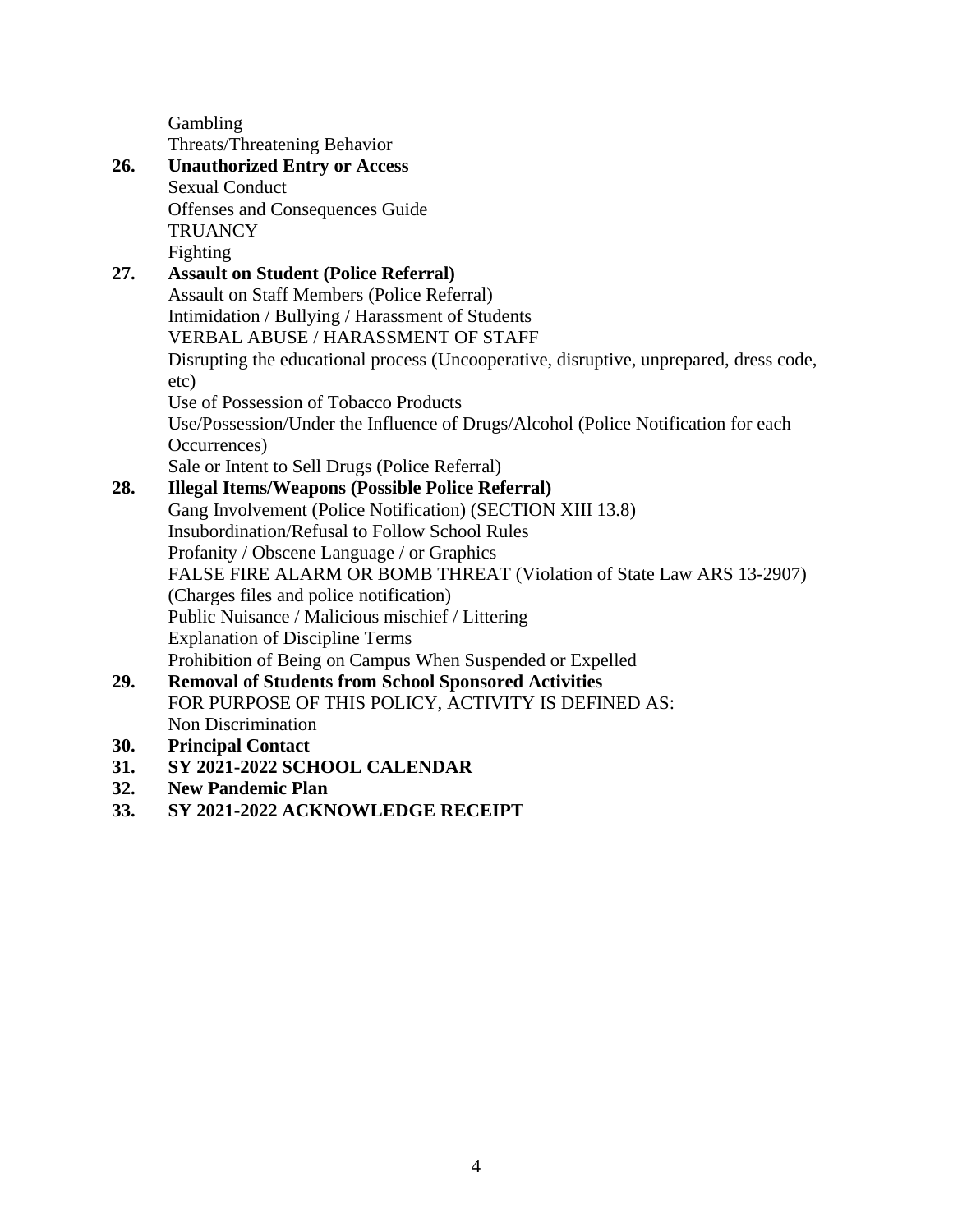Gambling
Threats/Threatening Behavior

**26. Unauthorized Entry or Access**
Sexual Conduct
Offenses and Consequences Guide
TRUANCY
Fighting

**27. Assault on Student (Police Referral)**
Assault on Staff Members (Police Referral)
Intimidation / Bullying / Harassment of Students
VERBAL ABUSE / HARASSMENT OF STAFF
Disrupting the educational process (Uncooperative, disruptive, unprepared, dress code, etc)
Use of Possession of Tobacco Products
Use/Possession/Under the Influence of Drugs/Alcohol (Police Notification for each Occurrences)
Sale or Intent to Sell Drugs (Police Referral)

**28. Illegal Items/Weapons (Possible Police Referral)**
Gang Involvement (Police Notification) (SECTION XIII 13.8)
Insubordination/Refusal to Follow School Rules
Profanity / Obscene Language / or Graphics
FALSE FIRE ALARM OR BOMB THREAT (Violation of State Law ARS 13-2907) (Charges files and police notification)
Public Nuisance / Malicious mischief / Littering
Explanation of Discipline Terms
Prohibition of Being on Campus When Suspended or Expelled

**29. Removal of Students from School Sponsored Activities**
FOR PURPOSE OF THIS POLICY, ACTIVITY IS DEFINED AS:
Non Discrimination

**30. Principal Contact**

**31. SY 2021-2022 SCHOOL CALENDAR**

**32. New Pandemic Plan**

**33. SY 2021-2022 ACKNOWLEDGE RECEIPT**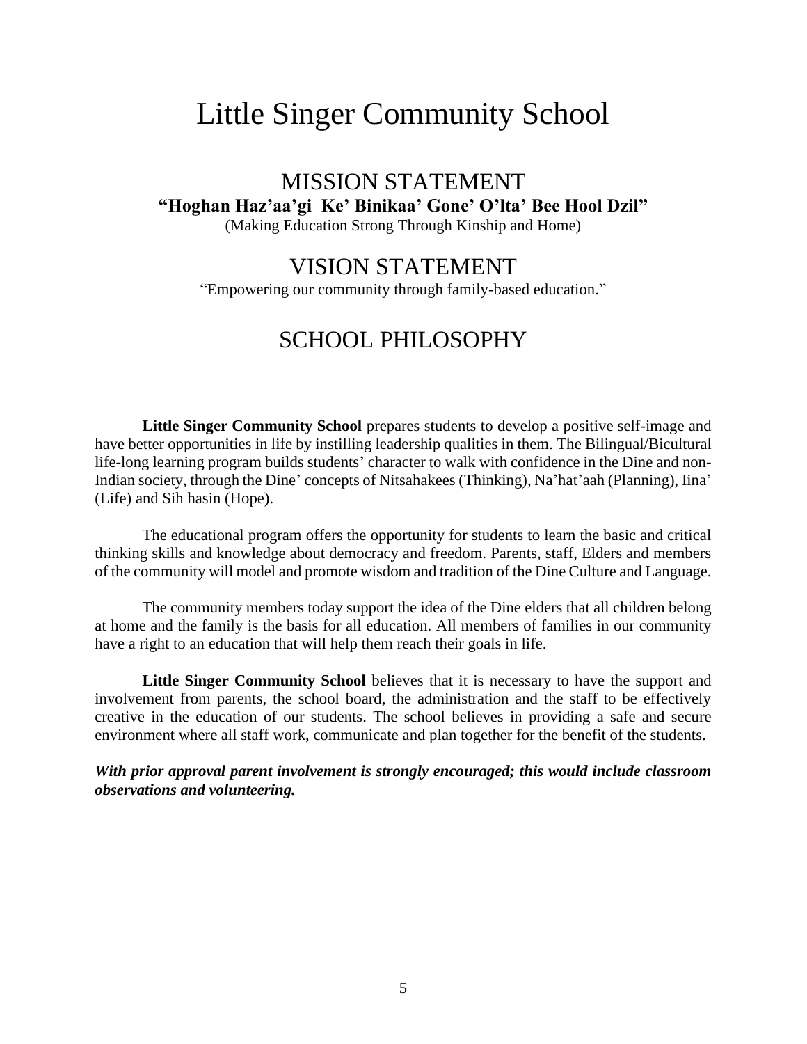# Little Singer Community School

## MISSION STATEMENT

**"Hoghan Haz'aa'gi Ke' Binikaa' Gone' O'lta' Bee Hool Dzil"**

(Making Education Strong Through Kinship and Home)

## VISION STATEMENT

"Empowering our community through family-based education."

## SCHOOL PHILOSOPHY

**Little Singer Community School** prepares students to develop a positive self-image and have better opportunities in life by instilling leadership qualities in them. The Bilingual/Bicultural life-long learning program builds students' character to walk with confidence in the Dine and non-Indian society, through the Dine' concepts of Nitsahakees (Thinking), Na'hat'aah (Planning), Iina' (Life) and Sih hasin (Hope).

The educational program offers the opportunity for students to learn the basic and critical thinking skills and knowledge about democracy and freedom. Parents, staff, Elders and members of the community will model and promote wisdom and tradition of the Dine Culture and Language.

The community members today support the idea of the Dine elders that all children belong at home and the family is the basis for all education. All members of families in our community have a right to an education that will help them reach their goals in life.

**Little Singer Community School** believes that it is necessary to have the support and involvement from parents, the school board, the administration and the staff to be effectively creative in the education of our students. The school believes in providing a safe and secure environment where all staff work, communicate and plan together for the benefit of the students.

***With prior approval parent involvement is strongly encouraged; this would include classroom observations and volunteering.***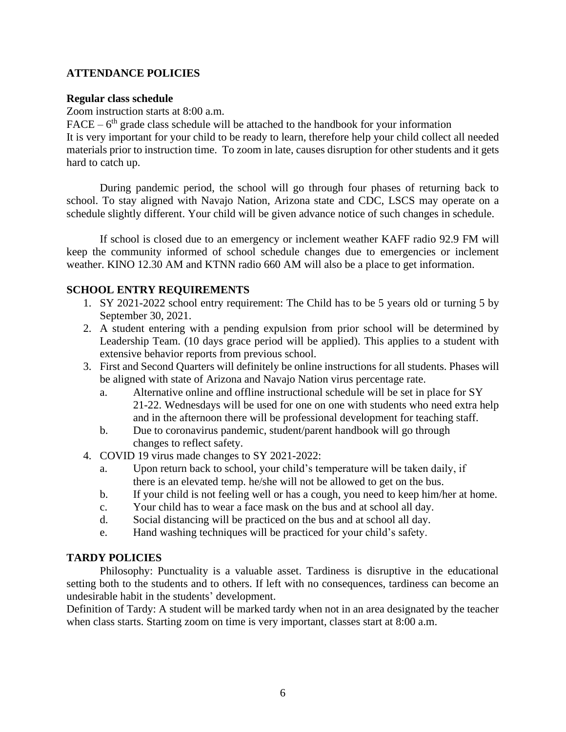## ATTENDANCE POLICIES

### Regular class schedule

Zoom instruction starts at 8:00 a.m.

FACE – 6th grade class schedule will be attached to the handbook for your information

It is very important for your child to be ready to learn, therefore help your child collect all needed materials prior to instruction time. To zoom in late, causes disruption for other students and it gets hard to catch up.

During pandemic period, the school will go through four phases of returning back to school. To stay aligned with Navajo Nation, Arizona state and CDC, LSCS may operate on a schedule slightly different. Your child will be given advance notice of such changes in schedule.

If school is closed due to an emergency or inclement weather KAFF radio 92.9 FM will keep the community informed of school schedule changes due to emergencies or inclement weather. KINO 12.30 AM and KTNN radio 660 AM will also be a place to get information.

## SCHOOL ENTRY REQUIREMENTS

1. SY 2021-2022 school entry requirement: The Child has to be 5 years old or turning 5 by September 30, 2021.
2. A student entering with a pending expulsion from prior school will be determined by Leadership Team. (10 days grace period will be applied). This applies to a student with extensive behavior reports from previous school.
3. First and Second Quarters will definitely be online instructions for all students. Phases will be aligned with state of Arizona and Navajo Nation virus percentage rate.
   a. Alternative online and offline instructional schedule will be set in place for SY 21-22. Wednesdays will be used for one on one with students who need extra help and in the afternoon there will be professional development for teaching staff.
   b. Due to coronavirus pandemic, student/parent handbook will go through changes to reflect safety.
4. COVID 19 virus made changes to SY 2021-2022:
   a. Upon return back to school, your child's temperature will be taken daily, if there is an elevated temp. he/she will not be allowed to get on the bus.
   b. If your child is not feeling well or has a cough, you need to keep him/her at home.
   c. Your child has to wear a face mask on the bus and at school all day.
   d. Social distancing will be practiced on the bus and at school all day.
   e. Hand washing techniques will be practiced for your child's safety.

## TARDY POLICIES

Philosophy: Punctuality is a valuable asset. Tardiness is disruptive in the educational setting both to the students and to others. If left with no consequences, tardiness can become an undesirable habit in the students' development.

Definition of Tardy: A student will be marked tardy when not in an area designated by the teacher when class starts. Starting zoom on time is very important, classes start at 8:00 a.m.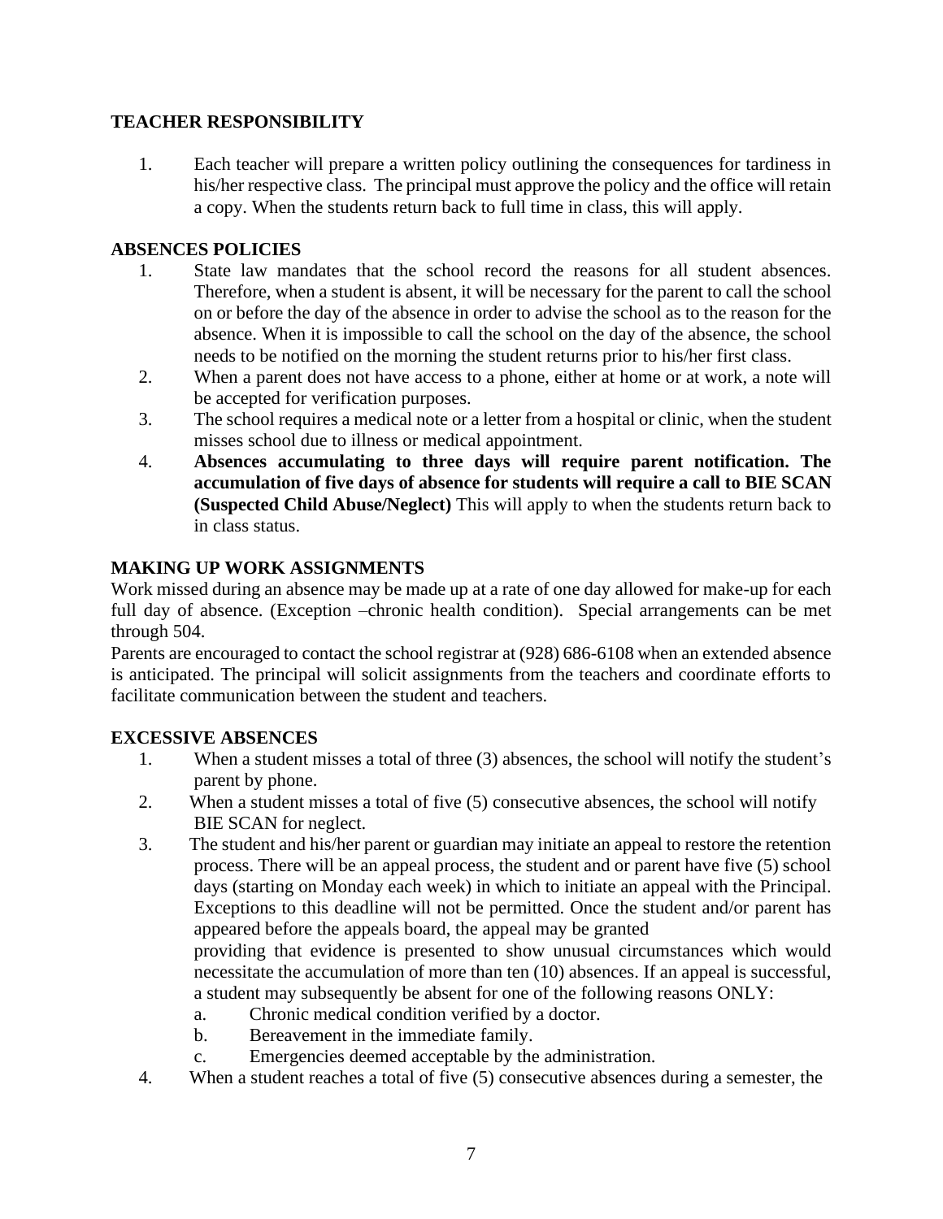## TEACHER RESPONSIBILITY

1. Each teacher will prepare a written policy outlining the consequences for tardiness in his/her respective class. The principal must approve the policy and the office will retain a copy. When the students return back to full time in class, this will apply.

## ABSENCES POLICIES

1. State law mandates that the school record the reasons for all student absences. Therefore, when a student is absent, it will be necessary for the parent to call the school on or before the day of the absence in order to advise the school as to the reason for the absence. When it is impossible to call the school on the day of the absence, the school needs to be notified on the morning the student returns prior to his/her first class.
2. When a parent does not have access to a phone, either at home or at work, a note will be accepted for verification purposes.
3. The school requires a medical note or a letter from a hospital or clinic, when the student misses school due to illness or medical appointment.
4. **Absences accumulating to three days will require parent notification. The accumulation of five days of absence for students will require a call to BIE SCAN (Suspected Child Abuse/Neglect)** This will apply to when the students return back to in class status.

## MAKING UP WORK ASSIGNMENTS

Work missed during an absence may be made up at a rate of one day allowed for make-up for each full day of absence. (Exception –chronic health condition). Special arrangements can be met through 504.

Parents are encouraged to contact the school registrar at (928) 686-6108 when an extended absence is anticipated. The principal will solicit assignments from the teachers and coordinate efforts to facilitate communication between the student and teachers.

## EXCESSIVE ABSENCES

1. When a student misses a total of three (3) absences, the school will notify the student's parent by phone.
2. When a student misses a total of five (5) consecutive absences, the school will notify BIE SCAN for neglect.
3. The student and his/her parent or guardian may initiate an appeal to restore the retention process. There will be an appeal process, the student and or parent have five (5) school days (starting on Monday each week) in which to initiate an appeal with the Principal. Exceptions to this deadline will not be permitted. Once the student and/or parent has appeared before the appeals board, the appeal may be granted
   providing that evidence is presented to show unusual circumstances which would necessitate the accumulation of more than ten (10) absences. If an appeal is successful, a student may subsequently be absent for one of the following reasons ONLY:
   a. Chronic medical condition verified by a doctor.
   b. Bereavement in the immediate family.
   c. Emergencies deemed acceptable by the administration.
4. When a student reaches a total of five (5) consecutive absences during a semester, the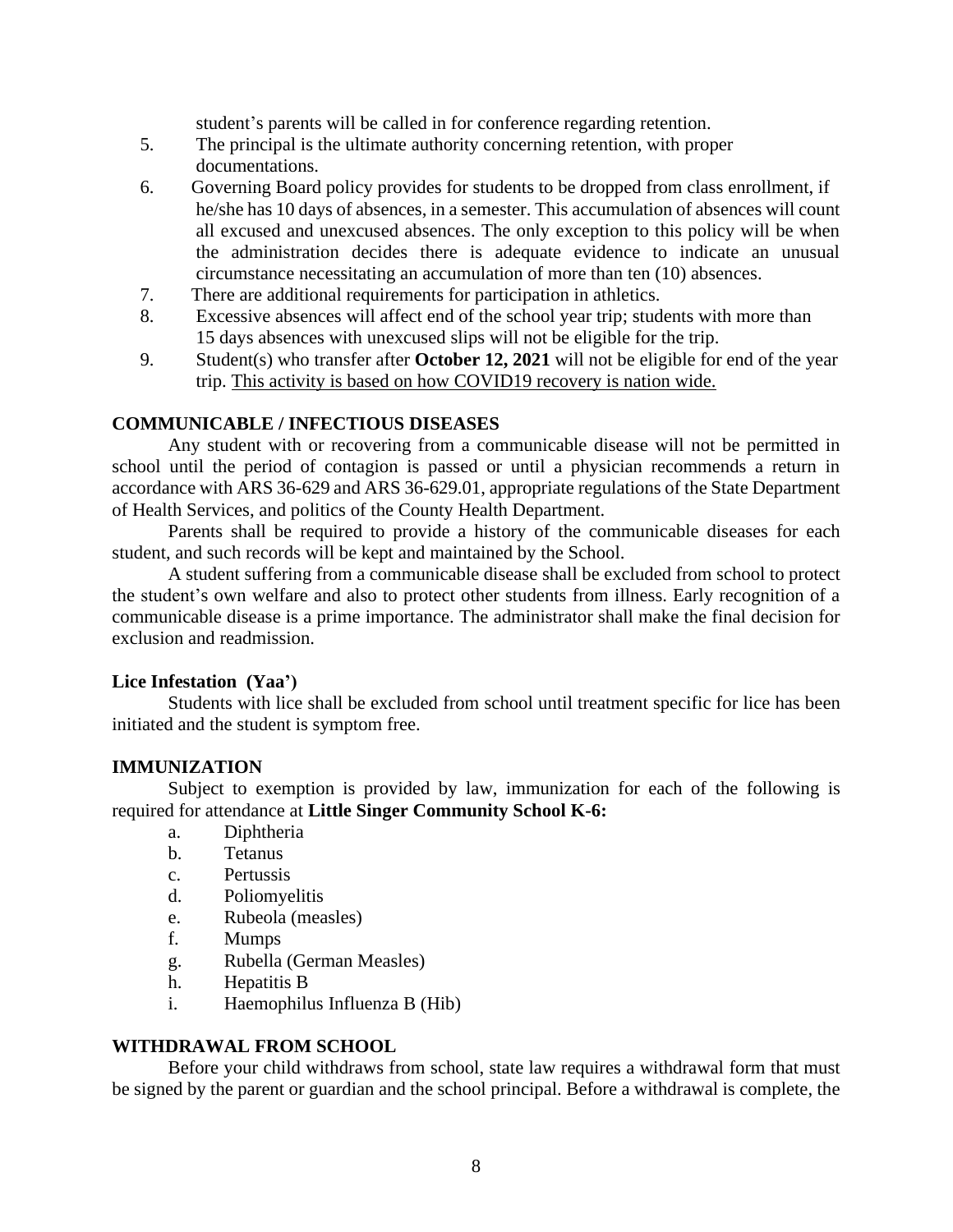student's parents will be called in for conference regarding retention.

5. The principal is the ultimate authority concerning retention, with proper documentations.
6. Governing Board policy provides for students to be dropped from class enrollment, if he/she has 10 days of absences, in a semester. This accumulation of absences will count all excused and unexcused absences. The only exception to this policy will be when the administration decides there is adequate evidence to indicate an unusual circumstance necessitating an accumulation of more than ten (10) absences.
7. There are additional requirements for participation in athletics.
8. Excessive absences will affect end of the school year trip; students with more than 15 days absences with unexcused slips will not be eligible for the trip.
9. Student(s) who transfer after **October 12, 2021** will not be eligible for end of the year trip. <u>This activity is based on how COVID19 recovery is nation wide.</u>

### COMMUNICABLE / INFECTIOUS DISEASES

Any student with or recovering from a communicable disease will not be permitted in school until the period of contagion is passed or until a physician recommends a return in accordance with ARS 36-629 and ARS 36-629.01, appropriate regulations of the State Department of Health Services, and politics of the County Health Department.

Parents shall be required to provide a history of the communicable diseases for each student, and such records will be kept and maintained by the School.

A student suffering from a communicable disease shall be excluded from school to protect the student's own welfare and also to protect other students from illness. Early recognition of a communicable disease is a prime importance. The administrator shall make the final decision for exclusion and readmission.

#### Lice Infestation (Yaa')

Students with lice shall be excluded from school until treatment specific for lice has been initiated and the student is symptom free.

### IMMUNIZATION

Subject to exemption is provided by law, immunization for each of the following is required for attendance at **Little Singer Community School K-6:**

a. Diphtheria
b. Tetanus
c. Pertussis
d. Poliomyelitis
e. Rubeola (measles)
f. Mumps
g. Rubella (German Measles)
h. Hepatitis B
i. Haemophilus Influenza B (Hib)

### WITHDRAWAL FROM SCHOOL

Before your child withdraws from school, state law requires a withdrawal form that must be signed by the parent or guardian and the school principal. Before a withdrawal is complete, the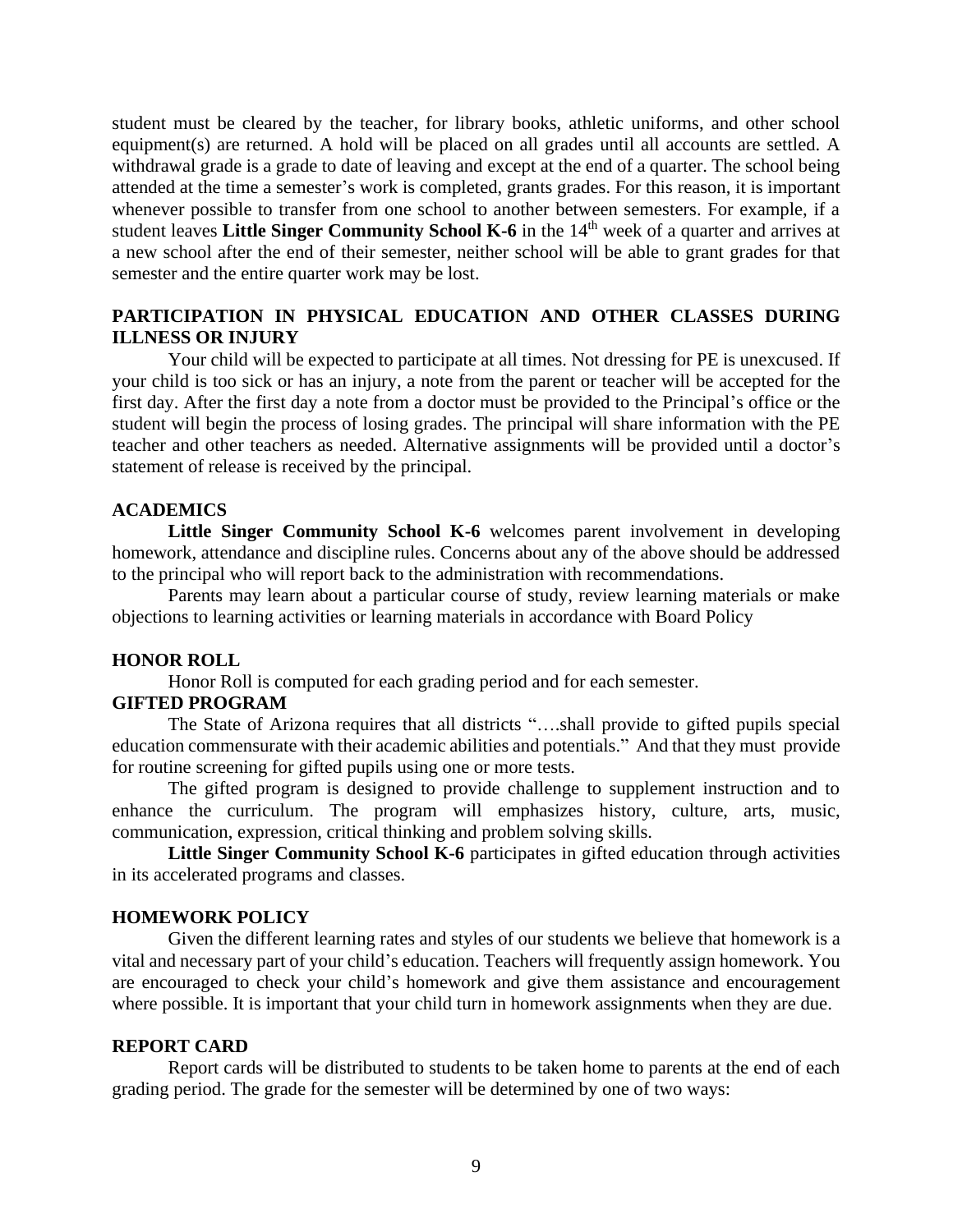student must be cleared by the teacher, for library books, athletic uniforms, and other school equipment(s) are returned. A hold will be placed on all grades until all accounts are settled. A withdrawal grade is a grade to date of leaving and except at the end of a quarter. The school being attended at the time a semester's work is completed, grants grades. For this reason, it is important whenever possible to transfer from one school to another between semesters. For example, if a student leaves **Little Singer Community School K-6** in the 14th week of a quarter and arrives at a new school after the end of their semester, neither school will be able to grant grades for that semester and the entire quarter work may be lost.

## PARTICIPATION IN PHYSICAL EDUCATION AND OTHER CLASSES DURING ILLNESS OR INJURY

Your child will be expected to participate at all times. Not dressing for PE is unexcused. If your child is too sick or has an injury, a note from the parent or teacher will be accepted for the first day. After the first day a note from a doctor must be provided to the Principal's office or the student will begin the process of losing grades. The principal will share information with the PE teacher and other teachers as needed. Alternative assignments will be provided until a doctor's statement of release is received by the principal.

## ACADEMICS

**Little Singer Community School K-6** welcomes parent involvement in developing homework, attendance and discipline rules. Concerns about any of the above should be addressed to the principal who will report back to the administration with recommendations.

Parents may learn about a particular course of study, review learning materials or make objections to learning activities or learning materials in accordance with Board Policy

## HONOR ROLL

Honor Roll is computed for each grading period and for each semester.

## GIFTED PROGRAM

The State of Arizona requires that all districts "….shall provide to gifted pupils special education commensurate with their academic abilities and potentials." And that they must provide for routine screening for gifted pupils using one or more tests.

The gifted program is designed to provide challenge to supplement instruction and to enhance the curriculum. The program will emphasizes history, culture, arts, music, communication, expression, critical thinking and problem solving skills.

**Little Singer Community School K-6** participates in gifted education through activities in its accelerated programs and classes.

## HOMEWORK POLICY

Given the different learning rates and styles of our students we believe that homework is a vital and necessary part of your child's education. Teachers will frequently assign homework. You are encouraged to check your child's homework and give them assistance and encouragement where possible. It is important that your child turn in homework assignments when they are due.

## REPORT CARD

Report cards will be distributed to students to be taken home to parents at the end of each grading period. The grade for the semester will be determined by one of two ways: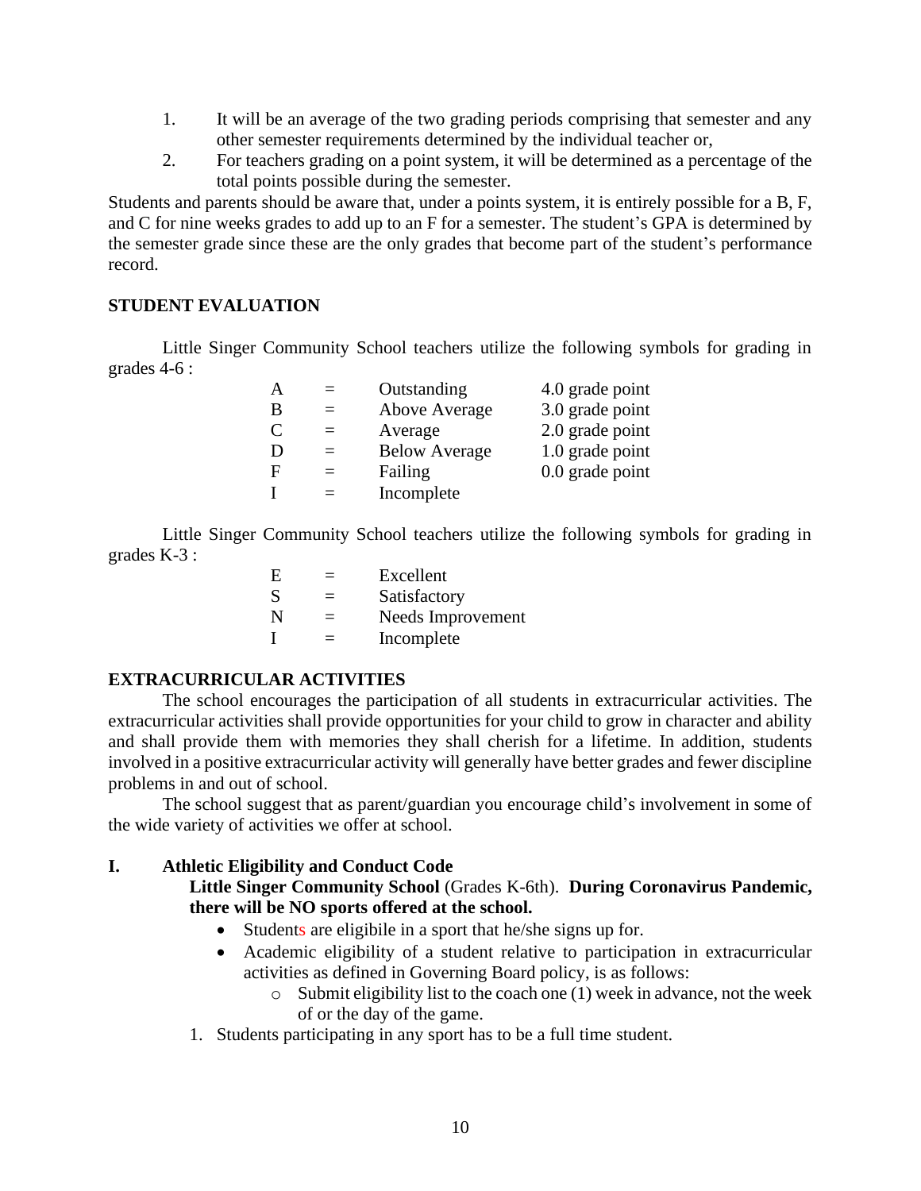1. It will be an average of the two grading periods comprising that semester and any other semester requirements determined by the individual teacher or,
2. For teachers grading on a point system, it will be determined as a percentage of the total points possible during the semester.

Students and parents should be aware that, under a points system, it is entirely possible for a B, F, and C for nine weeks grades to add up to an F for a semester. The student's GPA is determined by the semester grade since these are the only grades that become part of the student's performance record.

## STUDENT EVALUATION

Little Singer Community School teachers utilize the following symbols for grading in grades 4-6 :

| | | | |
|---|---|---|---|
| A | = | Outstanding | 4.0 grade point |
| B | = | Above Average | 3.0 grade point |
| C | = | Average | 2.0 grade point |
| D | = | Below Average | 1.0 grade point |
| F | = | Failing | 0.0 grade point |
| I | = | Incomplete | |

Little Singer Community School teachers utilize the following symbols for grading in grades K-3 :

| | | |
|---|---|---|
| E | = | Excellent |
| S | = | Satisfactory |
| N | = | Needs Improvement |
| I | = | Incomplete |

## EXTRACURRICULAR ACTIVITIES

The school encourages the participation of all students in extracurricular activities. The extracurricular activities shall provide opportunities for your child to grow in character and ability and shall provide them with memories they shall cherish for a lifetime. In addition, students involved in a positive extracurricular activity will generally have better grades and fewer discipline problems in and out of school.

The school suggest that as parent/guardian you encourage child's involvement in some of the wide variety of activities we offer at school.

### I. Athletic Eligibility and Conduct Code

**Little Singer Community School** (Grades K-6th). **During Coronavirus Pandemic, there will be NO sports offered at the school.**

- Students are eligibile in a sport that he/she signs up for.
- Academic eligibility of a student relative to participation in extracurricular activities as defined in Governing Board policy, is as follows:
  - Submit eligibility list to the coach one (1) week in advance, not the week of or the day of the game.

1. Students participating in any sport has to be a full time student.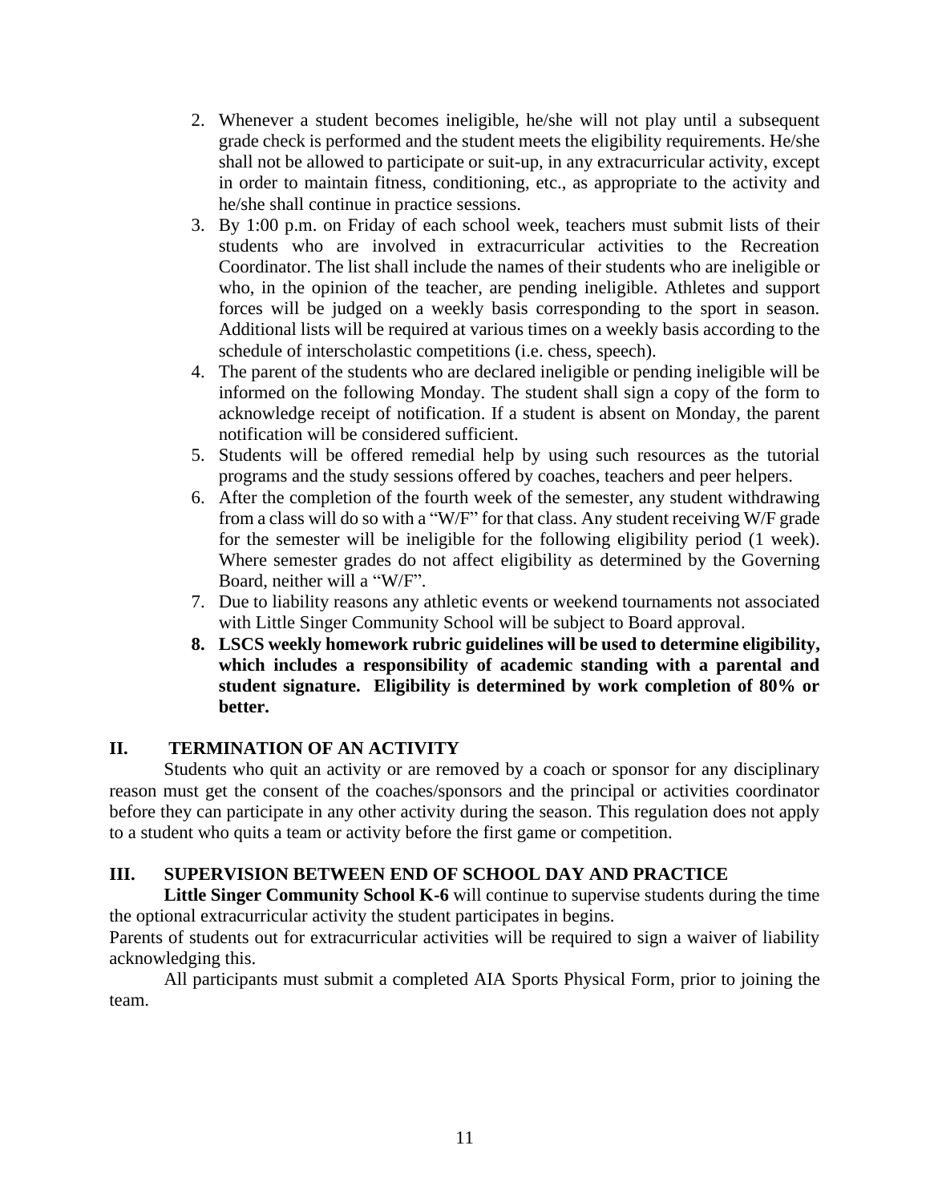2. Whenever a student becomes ineligible, he/she will not play until a subsequent grade check is performed and the student meets the eligibility requirements. He/she shall not be allowed to participate or suit-up, in any extracurricular activity, except in order to maintain fitness, conditioning, etc., as appropriate to the activity and he/she shall continue in practice sessions.
3. By 1:00 p.m. on Friday of each school week, teachers must submit lists of their students who are involved in extracurricular activities to the Recreation Coordinator. The list shall include the names of their students who are ineligible or who, in the opinion of the teacher, are pending ineligible. Athletes and support forces will be judged on a weekly basis corresponding to the sport in season. Additional lists will be required at various times on a weekly basis according to the schedule of interscholastic competitions (i.e. chess, speech).
4. The parent of the students who are declared ineligible or pending ineligible will be informed on the following Monday. The student shall sign a copy of the form to acknowledge receipt of notification. If a student is absent on Monday, the parent notification will be considered sufficient.
5. Students will be offered remedial help by using such resources as the tutorial programs and the study sessions offered by coaches, teachers and peer helpers.
6. After the completion of the fourth week of the semester, any student withdrawing from a class will do so with a "W/F" for that class. Any student receiving W/F grade for the semester will be ineligible for the following eligibility period (1 week). Where semester grades do not affect eligibility as determined by the Governing Board, neither will a "W/F".
7. Due to liability reasons any athletic events or weekend tournaments not associated with Little Singer Community School will be subject to Board approval.
8. **LSCS weekly homework rubric guidelines will be used to determine eligibility, which includes a responsibility of academic standing with a parental and student signature. Eligibility is determined by work completion of 80% or better.**

## II. TERMINATION OF AN ACTIVITY

Students who quit an activity or are removed by a coach or sponsor for any disciplinary reason must get the consent of the coaches/sponsors and the principal or activities coordinator before they can participate in any other activity during the season. This regulation does not apply to a student who quits a team or activity before the first game or competition.

## III. SUPERVISION BETWEEN END OF SCHOOL DAY AND PRACTICE

**Little Singer Community School K-6** will continue to supervise students during the time the optional extracurricular activity the student participates in begins.

Parents of students out for extracurricular activities will be required to sign a waiver of liability acknowledging this.

All participants must submit a completed AIA Sports Physical Form, prior to joining the team.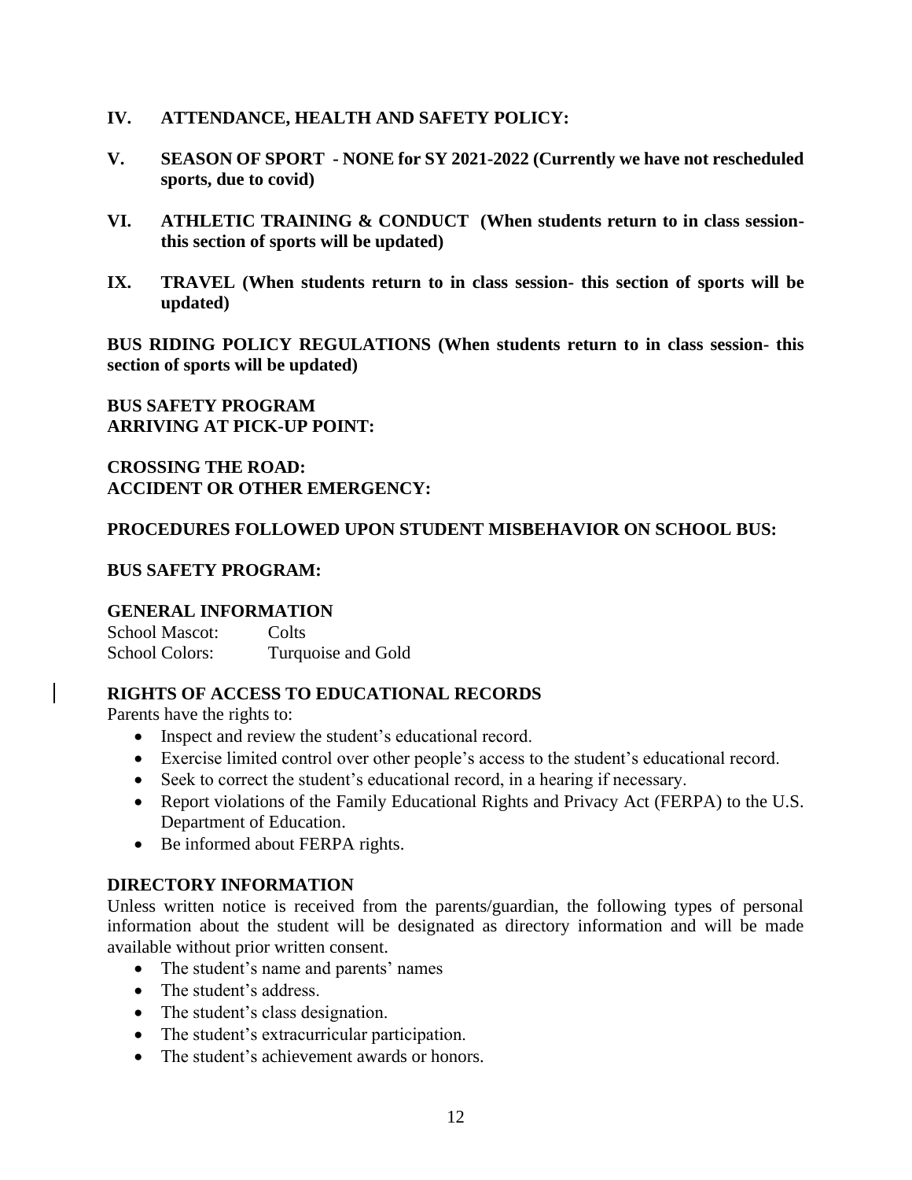## IV. ATTENDANCE, HEALTH AND SAFETY POLICY:

## V. SEASON OF SPORT - NONE for SY 2021-2022 (Currently we have not rescheduled sports, due to covid)

## VI. ATHLETIC TRAINING & CONDUCT (When students return to in class session- this section of sports will be updated)

## IX. TRAVEL (When students return to in class session- this section of sports will be updated)

**BUS RIDING POLICY REGULATIONS (When students return to in class session- this section of sports will be updated)**

**BUS SAFETY PROGRAM**
**ARRIVING AT PICK-UP POINT:**

**CROSSING THE ROAD:**
**ACCIDENT OR OTHER EMERGENCY:**

**PROCEDURES FOLLOWED UPON STUDENT MISBEHAVIOR ON SCHOOL BUS:**

**BUS SAFETY PROGRAM:**

### GENERAL INFORMATION

| | |
|---|---|
| School Mascot: | Colts |
| School Colors: | Turquoise and Gold |

### RIGHTS OF ACCESS TO EDUCATIONAL RECORDS

Parents have the rights to:

- Inspect and review the student's educational record.
- Exercise limited control over other people's access to the student's educational record.
- Seek to correct the student's educational record, in a hearing if necessary.
- Report violations of the Family Educational Rights and Privacy Act (FERPA) to the U.S. Department of Education.
- Be informed about FERPA rights.

### DIRECTORY INFORMATION

Unless written notice is received from the parents/guardian, the following types of personal information about the student will be designated as directory information and will be made available without prior written consent.

- The student's name and parents' names
- The student's address.
- The student's class designation.
- The student's extracurricular participation.
- The student's achievement awards or honors.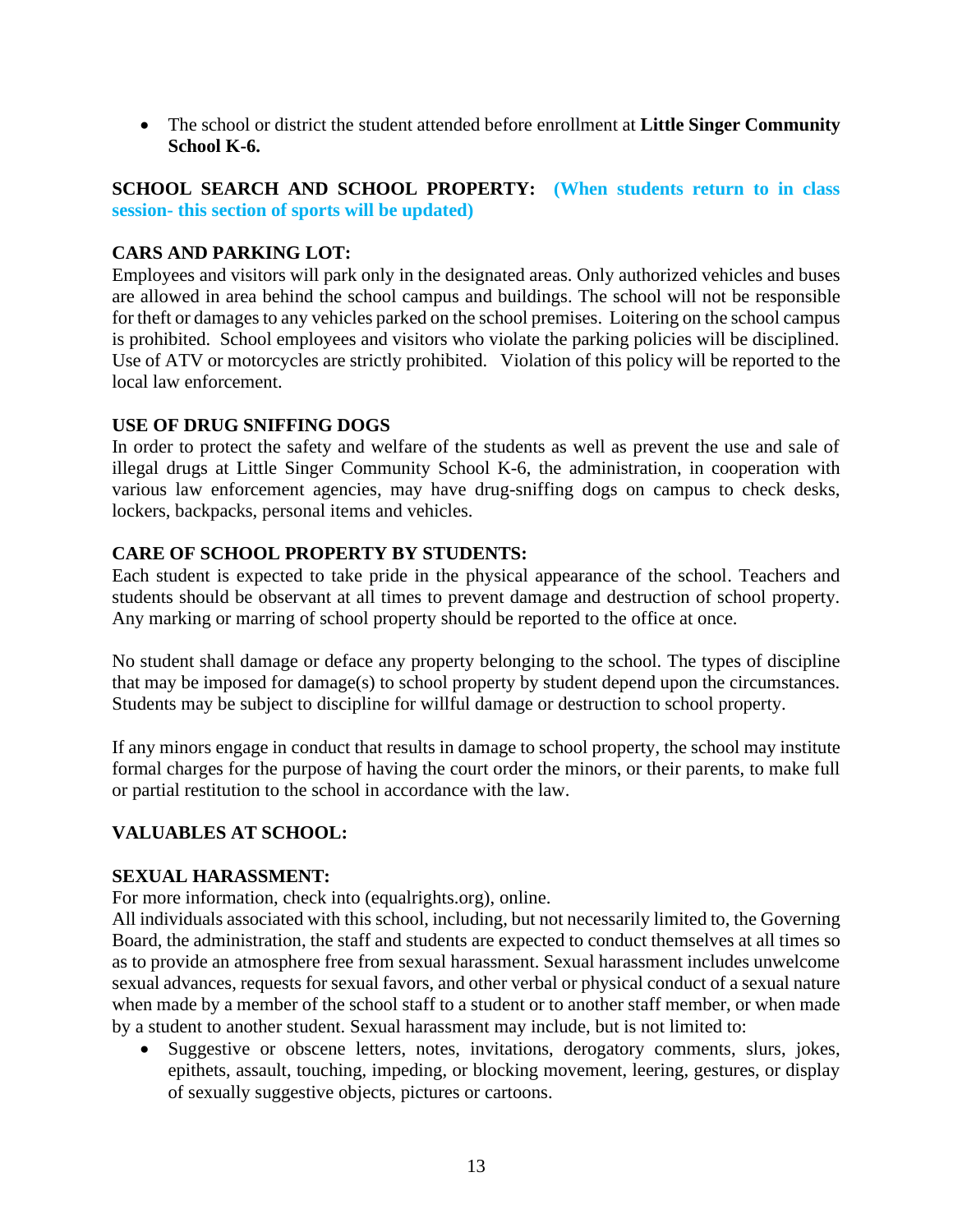- The school or district the student attended before enrollment at **Little Singer Community School K-6.**

**SCHOOL SEARCH AND SCHOOL PROPERTY:** **(When students return to in class session- this section of sports will be updated)**

**CARS AND PARKING LOT:**

Employees and visitors will park only in the designated areas. Only authorized vehicles and buses are allowed in area behind the school campus and buildings. The school will not be responsible for theft or damages to any vehicles parked on the school premises. Loitering on the school campus is prohibited. School employees and visitors who violate the parking policies will be disciplined. Use of ATV or motorcycles are strictly prohibited. Violation of this policy will be reported to the local law enforcement.

**USE OF DRUG SNIFFING DOGS**

In order to protect the safety and welfare of the students as well as prevent the use and sale of illegal drugs at Little Singer Community School K-6, the administration, in cooperation with various law enforcement agencies, may have drug-sniffing dogs on campus to check desks, lockers, backpacks, personal items and vehicles.

**CARE OF SCHOOL PROPERTY BY STUDENTS:**

Each student is expected to take pride in the physical appearance of the school. Teachers and students should be observant at all times to prevent damage and destruction of school property. Any marking or marring of school property should be reported to the office at once.

No student shall damage or deface any property belonging to the school. The types of discipline that may be imposed for damage(s) to school property by student depend upon the circumstances. Students may be subject to discipline for willful damage or destruction to school property.

If any minors engage in conduct that results in damage to school property, the school may institute formal charges for the purpose of having the court order the minors, or their parents, to make full or partial restitution to the school in accordance with the law.

**VALUABLES AT SCHOOL:**

**SEXUAL HARASSMENT:**

For more information, check into (equalrights.org), online.

All individuals associated with this school, including, but not necessarily limited to, the Governing Board, the administration, the staff and students are expected to conduct themselves at all times so as to provide an atmosphere free from sexual harassment. Sexual harassment includes unwelcome sexual advances, requests for sexual favors, and other verbal or physical conduct of a sexual nature when made by a member of the school staff to a student or to another staff member, or when made by a student to another student. Sexual harassment may include, but is not limited to:

- Suggestive or obscene letters, notes, invitations, derogatory comments, slurs, jokes, epithets, assault, touching, impeding, or blocking movement, leering, gestures, or display of sexually suggestive objects, pictures or cartoons.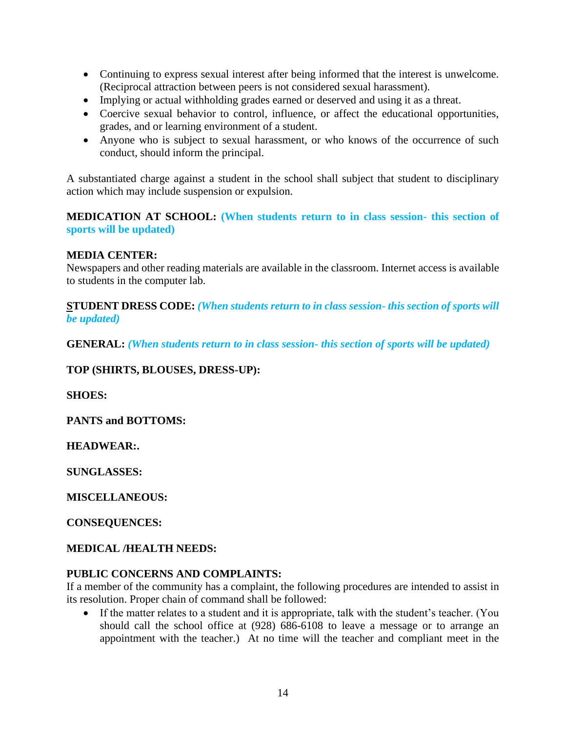- Continuing to express sexual interest after being informed that the interest is unwelcome. (Reciprocal attraction between peers is not considered sexual harassment).
- Implying or actual withholding grades earned or deserved and using it as a threat.
- Coercive sexual behavior to control, influence, or affect the educational opportunities, grades, and or learning environment of a student.
- Anyone who is subject to sexual harassment, or who knows of the occurrence of such conduct, should inform the principal.

A substantiated charge against a student in the school shall subject that student to disciplinary action which may include suspension or expulsion.

**MEDICATION AT SCHOOL: (When students return to in class session- this section of sports will be updated)**

**MEDIA CENTER:**
Newspapers and other reading materials are available in the classroom. Internet access is available to students in the computer lab.

**STUDENT DRESS CODE:** ***(When students return to in class session- this section of sports will be updated)***

**GENERAL:** ***(When students return to in class session- this section of sports will be updated)***

**TOP (SHIRTS, BLOUSES, DRESS-UP):**

**SHOES:**

**PANTS and BOTTOMS:**

**HEADWEAR:.**

**SUNGLASSES:**

**MISCELLANEOUS:**

**CONSEQUENCES:**

**MEDICAL /HEALTH NEEDS:**

**PUBLIC CONCERNS AND COMPLAINTS:**
If a member of the community has a complaint, the following procedures are intended to assist in its resolution. Proper chain of command shall be followed:

- If the matter relates to a student and it is appropriate, talk with the student's teacher. (You should call the school office at (928) 686-6108 to leave a message or to arrange an appointment with the teacher.) At no time will the teacher and compliant meet in the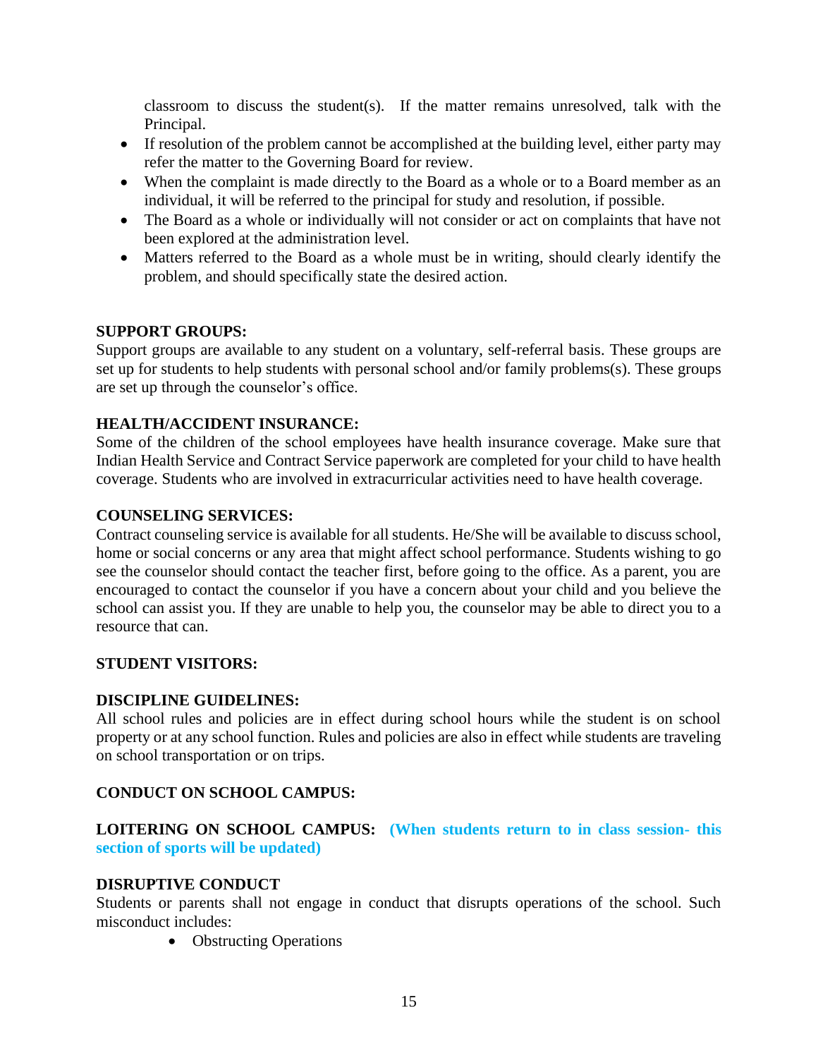classroom to discuss the student(s). If the matter remains unresolved, talk with the Principal.

- If resolution of the problem cannot be accomplished at the building level, either party may refer the matter to the Governing Board for review.
- When the complaint is made directly to the Board as a whole or to a Board member as an individual, it will be referred to the principal for study and resolution, if possible.
- The Board as a whole or individually will not consider or act on complaints that have not been explored at the administration level.
- Matters referred to the Board as a whole must be in writing, should clearly identify the problem, and should specifically state the desired action.

**SUPPORT GROUPS:**
Support groups are available to any student on a voluntary, self-referral basis. These groups are set up for students to help students with personal school and/or family problems(s). These groups are set up through the counselor's office.

**HEALTH/ACCIDENT INSURANCE:**
Some of the children of the school employees have health insurance coverage. Make sure that Indian Health Service and Contract Service paperwork are completed for your child to have health coverage. Students who are involved in extracurricular activities need to have health coverage.

**COUNSELING SERVICES:**
Contract counseling service is available for all students. He/She will be available to discuss school, home or social concerns or any area that might affect school performance. Students wishing to go see the counselor should contact the teacher first, before going to the office. As a parent, you are encouraged to contact the counselor if you have a concern about your child and you believe the school can assist you. If they are unable to help you, the counselor may be able to direct you to a resource that can.

**STUDENT VISITORS:**

**DISCIPLINE GUIDELINES:**
All school rules and policies are in effect during school hours while the student is on school property or at any school function. Rules and policies are also in effect while students are traveling on school transportation or on trips.

**CONDUCT ON SCHOOL CAMPUS:**

**LOITERING ON SCHOOL CAMPUS:** **(When students return to in class session- this section of sports will be updated)**

**DISRUPTIVE CONDUCT**
Students or parents shall not engage in conduct that disrupts operations of the school. Such misconduct includes:

- Obstructing Operations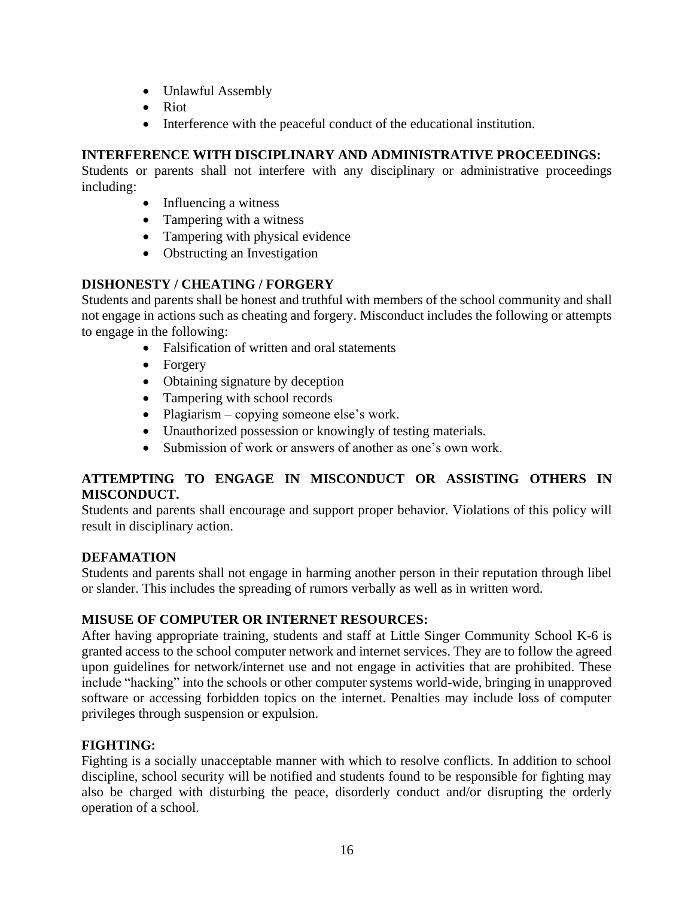- Unlawful Assembly
- Riot
- Interference with the peaceful conduct of the educational institution.

**INTERFERENCE WITH DISCIPLINARY AND ADMINISTRATIVE PROCEEDINGS:**
Students or parents shall not interfere with any disciplinary or administrative proceedings including:

- Influencing a witness
- Tampering with a witness
- Tampering with physical evidence
- Obstructing an Investigation

**DISHONESTY / CHEATING / FORGERY**
Students and parents shall be honest and truthful with members of the school community and shall not engage in actions such as cheating and forgery. Misconduct includes the following or attempts to engage in the following:

- Falsification of written and oral statements
- Forgery
- Obtaining signature by deception
- Tampering with school records
- Plagiarism – copying someone else's work.
- Unauthorized possession or knowingly of testing materials.
- Submission of work or answers of another as one's own work.

**ATTEMPTING TO ENGAGE IN MISCONDUCT OR ASSISTING OTHERS IN MISCONDUCT.**
Students and parents shall encourage and support proper behavior. Violations of this policy will result in disciplinary action.

**DEFAMATION**
Students and parents shall not engage in harming another person in their reputation through libel or slander. This includes the spreading of rumors verbally as well as in written word.

**MISUSE OF COMPUTER OR INTERNET RESOURCES:**
After having appropriate training, students and staff at Little Singer Community School K-6 is granted access to the school computer network and internet services. They are to follow the agreed upon guidelines for network/internet use and not engage in activities that are prohibited. These include "hacking" into the schools or other computer systems world-wide, bringing in unapproved software or accessing forbidden topics on the internet. Penalties may include loss of computer privileges through suspension or expulsion.

**FIGHTING:**
Fighting is a socially unacceptable manner with which to resolve conflicts. In addition to school discipline, school security will be notified and students found to be responsible for fighting may also be charged with disturbing the peace, disorderly conduct and/or disrupting the orderly operation of a school.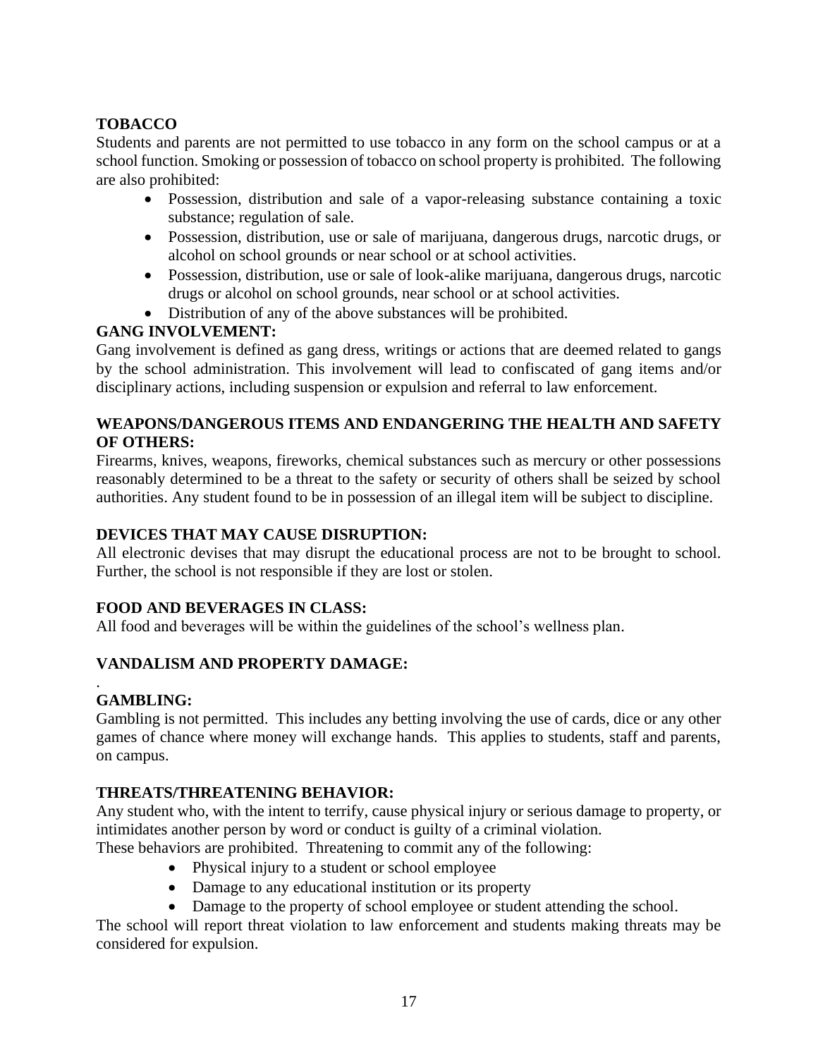**TOBACCO**

Students and parents are not permitted to use tobacco in any form on the school campus or at a school function. Smoking or possession of tobacco on school property is prohibited. The following are also prohibited:

- Possession, distribution and sale of a vapor-releasing substance containing a toxic substance; regulation of sale.
- Possession, distribution, use or sale of marijuana, dangerous drugs, narcotic drugs, or alcohol on school grounds or near school or at school activities.
- Possession, distribution, use or sale of look-alike marijuana, dangerous drugs, narcotic drugs or alcohol on school grounds, near school or at school activities.
- Distribution of any of the above substances will be prohibited.

**GANG INVOLVEMENT:**

Gang involvement is defined as gang dress, writings or actions that are deemed related to gangs by the school administration. This involvement will lead to confiscated of gang items and/or disciplinary actions, including suspension or expulsion and referral to law enforcement.

**WEAPONS/DANGEROUS ITEMS AND ENDANGERING THE HEALTH AND SAFETY OF OTHERS:**

Firearms, knives, weapons, fireworks, chemical substances such as mercury or other possessions reasonably determined to be a threat to the safety or security of others shall be seized by school authorities. Any student found to be in possession of an illegal item will be subject to discipline.

**DEVICES THAT MAY CAUSE DISRUPTION:**

All electronic devises that may disrupt the educational process are not to be brought to school. Further, the school is not responsible if they are lost or stolen.

**FOOD AND BEVERAGES IN CLASS:**

All food and beverages will be within the guidelines of the school's wellness plan.

**VANDALISM AND PROPERTY DAMAGE:**

.

**GAMBLING:**

Gambling is not permitted. This includes any betting involving the use of cards, dice or any other games of chance where money will exchange hands. This applies to students, staff and parents, on campus.

**THREATS/THREATENING BEHAVIOR:**

Any student who, with the intent to terrify, cause physical injury or serious damage to property, or intimidates another person by word or conduct is guilty of a criminal violation.
These behaviors are prohibited. Threatening to commit any of the following:

- Physical injury to a student or school employee
- Damage to any educational institution or its property
- Damage to the property of school employee or student attending the school.

The school will report threat violation to law enforcement and students making threats may be considered for expulsion.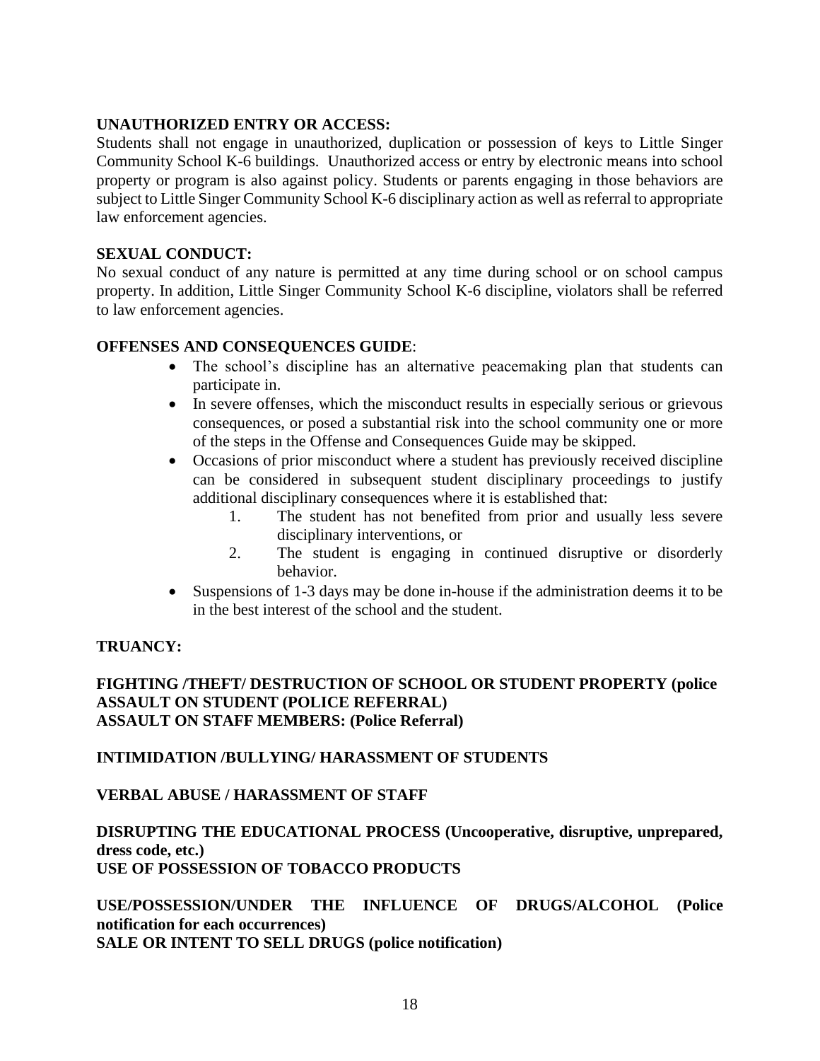**UNAUTHORIZED ENTRY OR ACCESS:**
Students shall not engage in unauthorized, duplication or possession of keys to Little Singer Community School K-6 buildings. Unauthorized access or entry by electronic means into school property or program is also against policy. Students or parents engaging in those behaviors are subject to Little Singer Community School K-6 disciplinary action as well as referral to appropriate law enforcement agencies.

**SEXUAL CONDUCT:**
No sexual conduct of any nature is permitted at any time during school or on school campus property. In addition, Little Singer Community School K-6 discipline, violators shall be referred to law enforcement agencies.

**OFFENSES AND CONSEQUENCES GUIDE**:

- The school's discipline has an alternative peacemaking plan that students can participate in.
- In severe offenses, which the misconduct results in especially serious or grievous consequences, or posed a substantial risk into the school community one or more of the steps in the Offense and Consequences Guide may be skipped.
- Occasions of prior misconduct where a student has previously received discipline can be considered in subsequent student disciplinary proceedings to justify additional disciplinary consequences where it is established that:
    1. The student has not benefited from prior and usually less severe disciplinary interventions, or
    2. The student is engaging in continued disruptive or disorderly behavior.
- Suspensions of 1-3 days may be done in-house if the administration deems it to be in the best interest of the school and the student.

**TRUANCY:**

**FIGHTING /THEFT/ DESTRUCTION OF SCHOOL OR STUDENT PROPERTY (police**
**ASSAULT ON STUDENT (POLICE REFERRAL)**
**ASSAULT ON STAFF MEMBERS: (Police Referral)**

**INTIMIDATION /BULLYING/ HARASSMENT OF STUDENTS**

**VERBAL ABUSE / HARASSMENT OF STAFF**

**DISRUPTING THE EDUCATIONAL PROCESS (Uncooperative, disruptive, unprepared, dress code, etc.)**
**USE OF POSSESSION OF TOBACCO PRODUCTS**

**USE/POSSESSION/UNDER THE INFLUENCE OF DRUGS/ALCOHOL (Police notification for each occurrences)**
**SALE OR INTENT TO SELL DRUGS (police notification)**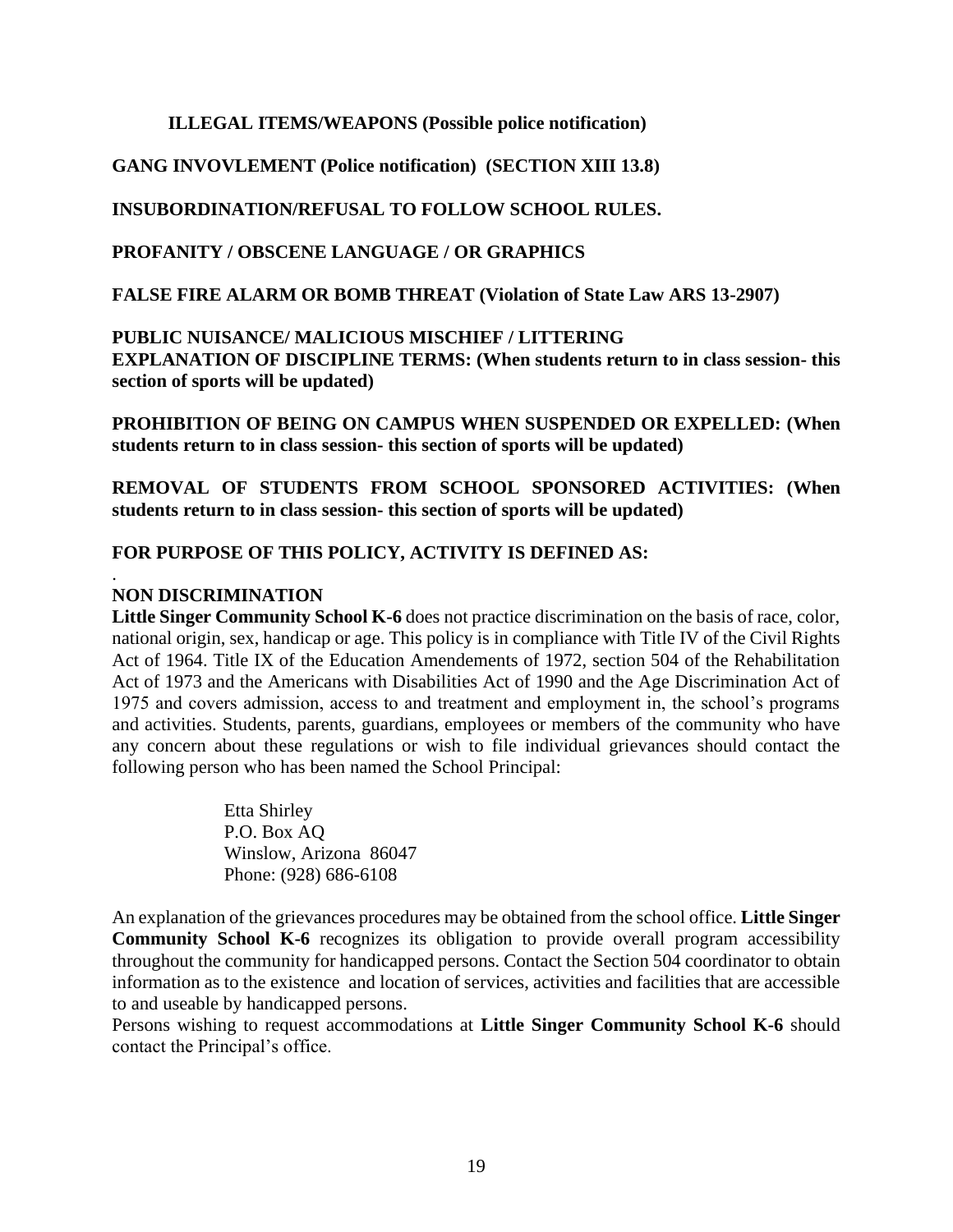**ILLEGAL ITEMS/WEAPONS (Possible police notification)**

**GANG INVOVLEMENT (Police notification) (SECTION XIII 13.8)**

**INSUBORDINATION/REFUSAL TO FOLLOW SCHOOL RULES.**

**PROFANITY / OBSCENE LANGUAGE / OR GRAPHICS**

**FALSE FIRE ALARM OR BOMB THREAT (Violation of State Law ARS 13-2907)**

**PUBLIC NUISANCE/ MALICIOUS MISCHIEF / LITTERING**
**EXPLANATION OF DISCIPLINE TERMS: (When students return to in class session- this section of sports will be updated)**

**PROHIBITION OF BEING ON CAMPUS WHEN SUSPENDED OR EXPELLED: (When students return to in class session- this section of sports will be updated)**

**REMOVAL OF STUDENTS FROM SCHOOL SPONSORED ACTIVITIES: (When students return to in class session- this section of sports will be updated)**

**FOR PURPOSE OF THIS POLICY, ACTIVITY IS DEFINED AS:**

.

**NON DISCRIMINATION**

**Little Singer Community School K-6** does not practice discrimination on the basis of race, color, national origin, sex, handicap or age. This policy is in compliance with Title IV of the Civil Rights Act of 1964. Title IX of the Education Amendements of 1972, section 504 of the Rehabilitation Act of 1973 and the Americans with Disabilities Act of 1990 and the Age Discrimination Act of 1975 and covers admission, access to and treatment and employment in, the school's programs and activities. Students, parents, guardians, employees or members of the community who have any concern about these regulations or wish to file individual grievances should contact the following person who has been named the School Principal:

Etta Shirley
P.O. Box AQ
Winslow, Arizona 86047
Phone: (928) 686-6108

An explanation of the grievances procedures may be obtained from the school office. **Little Singer Community School K-6** recognizes its obligation to provide overall program accessibility throughout the community for handicapped persons. Contact the Section 504 coordinator to obtain information as to the existence and location of services, activities and facilities that are accessible to and useable by handicapped persons.

Persons wishing to request accommodations at **Little Singer Community School K-6** should contact the Principal's office.